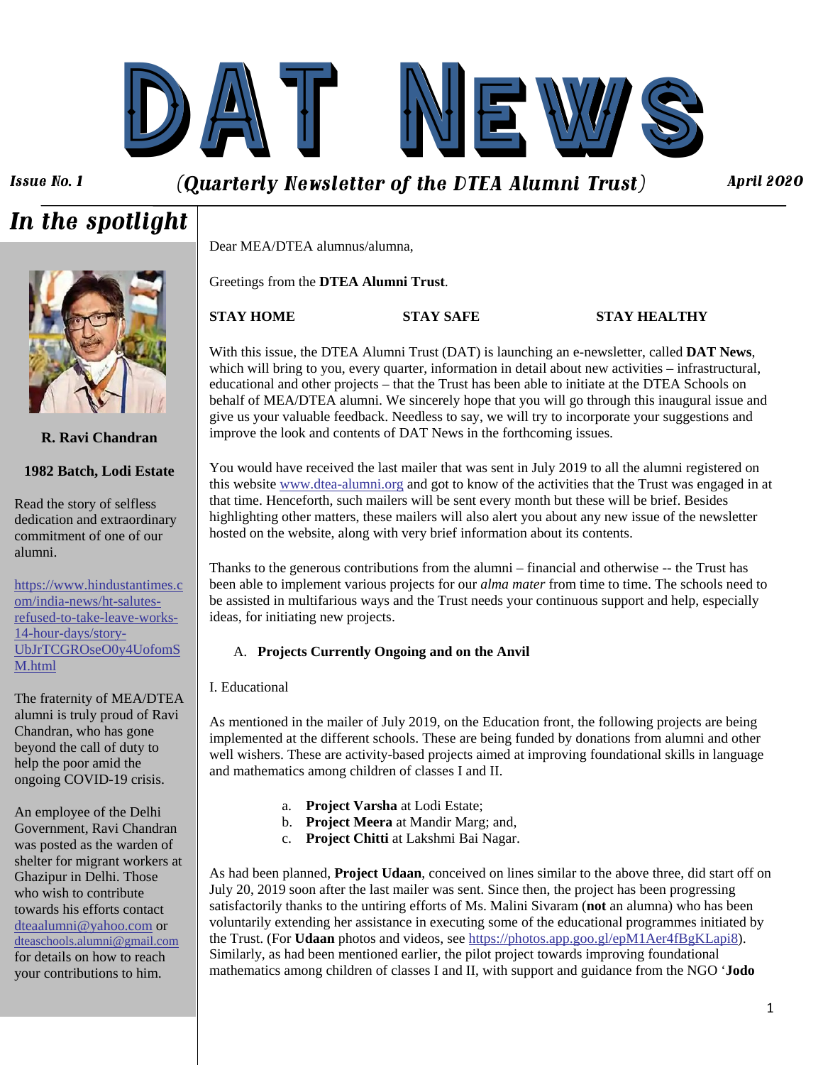# DAT News

*Issue No. 1* *(Quarterly Newsletter of the DTEA Alumni Trust)* *April 2020*

## *In the spotlight*

**R. Ravi Chandran**

**1982 Batch, Lodi Estate**

Read the story of selfless dedication and extraordinary commitment of one of our alumni.

https://www.hindustantimes.com/india-news/ht-salutes-refused-to-take-leave-works-14-hour-days/story-UbJrTCGROseO0y4UofomSM.html

The fraternity of MEA/DTEA alumni is truly proud of Ravi Chandran, who has gone beyond the call of duty to help the poor amid the ongoing COVID-19 crisis.

An employee of the Delhi Government, Ravi Chandran was posted as the warden of shelter for migrant workers at Ghazipur in Delhi. Those who wish to contribute towards his efforts contact dteaalumni@yahoo.com or dteaschools.alumni@gmail.com for details on how to reach your contributions to him.

---

Dear MEA/DTEA alumnus/alumna,

Greetings from the **DTEA Alumni Trust**.

**STAY HOME** **STAY SAFE** **STAY HEALTHY**

With this issue, the DTEA Alumni Trust (DAT) is launching an e-newsletter, called **DAT News**, which will bring to you, every quarter, information in detail about new activities – infrastructural, educational and other projects – that the Trust has been able to initiate at the DTEA Schools on behalf of MEA/DTEA alumni. We sincerely hope that you will go through this inaugural issue and give us your valuable feedback. Needless to say, we will try to incorporate your suggestions and improve the look and contents of DAT News in the forthcoming issues.

You would have received the last mailer that was sent in July 2019 to all the alumni registered on this website www.dtea-alumni.org and got to know of the activities that the Trust was engaged in at that time. Henceforth, such mailers will be sent every month but these will be brief. Besides highlighting other matters, these mailers will also alert you about any new issue of the newsletter hosted on the website, along with very brief information about its contents.

Thanks to the generous contributions from the alumni – financial and otherwise -- the Trust has been able to implement various projects for our *alma mater* from time to time. The schools need to be assisted in multifarious ways and the Trust needs your continuous support and help, especially ideas, for initiating new projects.

A. **Projects Currently Ongoing and on the Anvil**

I. Educational

As mentioned in the mailer of July 2019, on the Education front, the following projects are being implemented at the different schools. These are being funded by donations from alumni and other well wishers. These are activity-based projects aimed at improving foundational skills in language and mathematics among children of classes I and II.

a. **Project Varsha** at Lodi Estate;
b. **Project Meera** at Mandir Marg; and,
c. **Project Chitti** at Lakshmi Bai Nagar.

As had been planned, **Project Udaan**, conceived on lines similar to the above three, did start off on July 20, 2019 soon after the last mailer was sent. Since then, the project has been progressing satisfactorily thanks to the untiring efforts of Ms. Malini Sivaram (**not** an alumna) who has been voluntarily extending her assistance in executing some of the educational programmes initiated by the Trust. (For **Udaan** photos and videos, see https://photos.app.goo.gl/epM1Aer4fBgKLapi8). Similarly, as had been mentioned earlier, the pilot project towards improving foundational mathematics among children of classes I and II, with support and guidance from the NGO '**Jodo**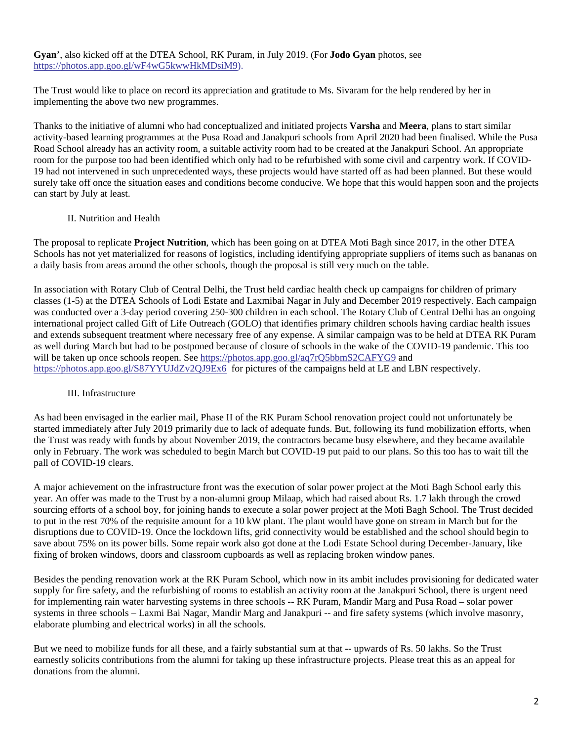**Gyan**', also kicked off at the DTEA School, RK Puram, in July 2019. (For **Jodo Gyan** photos, see https://photos.app.goo.gl/wF4wG5kwwHkMDsiM9).

The Trust would like to place on record its appreciation and gratitude to Ms. Sivaram for the help rendered by her in implementing the above two new programmes.

Thanks to the initiative of alumni who had conceptualized and initiated projects **Varsha** and **Meera**, plans to start similar activity-based learning programmes at the Pusa Road and Janakpuri schools from April 2020 had been finalised. While the Pusa Road School already has an activity room, a suitable activity room had to be created at the Janakpuri School. An appropriate room for the purpose too had been identified which only had to be refurbished with some civil and carpentry work. If COVID-19 had not intervened in such unprecedented ways, these projects would have started off as had been planned. But these would surely take off once the situation eases and conditions become conducive. We hope that this would happen soon and the projects can start by July at least.

## II. Nutrition and Health

The proposal to replicate **Project Nutrition**, which has been going on at DTEA Moti Bagh since 2017, in the other DTEA Schools has not yet materialized for reasons of logistics, including identifying appropriate suppliers of items such as bananas on a daily basis from areas around the other schools, though the proposal is still very much on the table.

In association with Rotary Club of Central Delhi, the Trust held cardiac health check up campaigns for children of primary classes (1-5) at the DTEA Schools of Lodi Estate and Laxmibai Nagar in July and December 2019 respectively. Each campaign was conducted over a 3-day period covering 250-300 children in each school. The Rotary Club of Central Delhi has an ongoing international project called Gift of Life Outreach (GOLO) that identifies primary children schools having cardiac health issues and extends subsequent treatment where necessary free of any expense. A similar campaign was to be held at DTEA RK Puram as well during March but had to be postponed because of closure of schools in the wake of the COVID-19 pandemic. This too will be taken up once schools reopen. See https://photos.app.goo.gl/aq7rQ5bbmS2CAFYG9 and https://photos.app.goo.gl/S87YYUJdZv2QJ9Ex6 for pictures of the campaigns held at LE and LBN respectively.

## III. Infrastructure

As had been envisaged in the earlier mail, Phase II of the RK Puram School renovation project could not unfortunately be started immediately after July 2019 primarily due to lack of adequate funds. But, following its fund mobilization efforts, when the Trust was ready with funds by about November 2019, the contractors became busy elsewhere, and they became available only in February. The work was scheduled to begin March but COVID-19 put paid to our plans. So this too has to wait till the pall of COVID-19 clears.

A major achievement on the infrastructure front was the execution of solar power project at the Moti Bagh School early this year. An offer was made to the Trust by a non-alumni group Milaap, which had raised about Rs. 1.7 lakh through the crowd sourcing efforts of a school boy, for joining hands to execute a solar power project at the Moti Bagh School. The Trust decided to put in the rest 70% of the requisite amount for a 10 kW plant. The plant would have gone on stream in March but for the disruptions due to COVID-19. Once the lockdown lifts, grid connectivity would be established and the school should begin to save about 75% on its power bills. Some repair work also got done at the Lodi Estate School during December-January, like fixing of broken windows, doors and classroom cupboards as well as replacing broken window panes.

Besides the pending renovation work at the RK Puram School, which now in its ambit includes provisioning for dedicated water supply for fire safety, and the refurbishing of rooms to establish an activity room at the Janakpuri School, there is urgent need for implementing rain water harvesting systems in three schools -- RK Puram, Mandir Marg and Pusa Road – solar power systems in three schools – Laxmi Bai Nagar, Mandir Marg and Janakpuri -- and fire safety systems (which involve masonry, elaborate plumbing and electrical works) in all the schools.

But we need to mobilize funds for all these, and a fairly substantial sum at that -- upwards of Rs. 50 lakhs. So the Trust earnestly solicits contributions from the alumni for taking up these infrastructure projects. Please treat this as an appeal for donations from the alumni.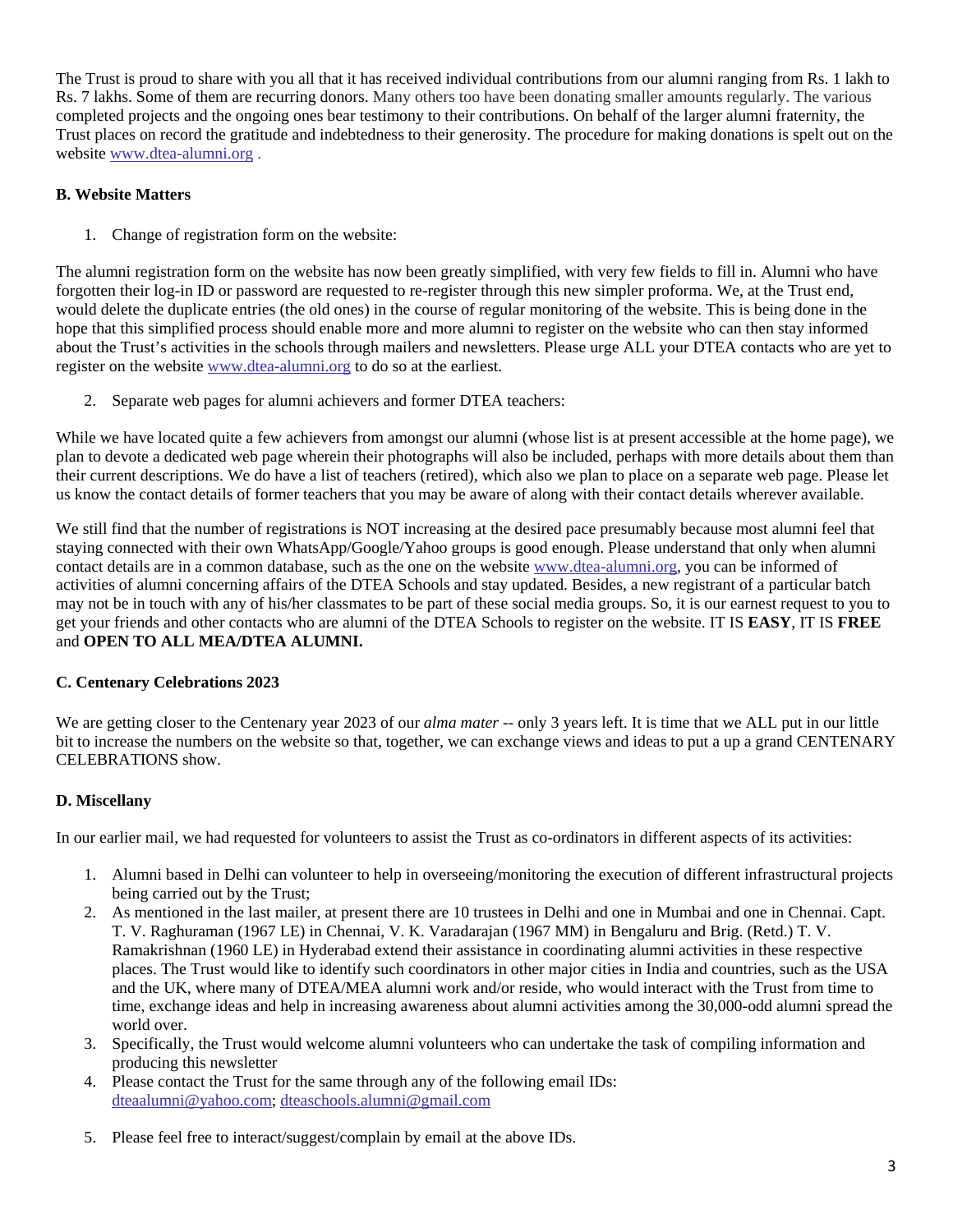The Trust is proud to share with you all that it has received individual contributions from our alumni ranging from Rs. 1 lakh to Rs. 7 lakhs. Some of them are recurring donors. Many others too have been donating smaller amounts regularly. The various completed projects and the ongoing ones bear testimony to their contributions. On behalf of the larger alumni fraternity, the Trust places on record the gratitude and indebtedness to their generosity. The procedure for making donations is spelt out on the website www.dtea-alumni.org .

**B. Website Matters**

1. Change of registration form on the website:

The alumni registration form on the website has now been greatly simplified, with very few fields to fill in. Alumni who have forgotten their log-in ID or password are requested to re-register through this new simpler proforma. We, at the Trust end, would delete the duplicate entries (the old ones) in the course of regular monitoring of the website. This is being done in the hope that this simplified process should enable more and more alumni to register on the website who can then stay informed about the Trust's activities in the schools through mailers and newsletters. Please urge ALL your DTEA contacts who are yet to register on the website www.dtea-alumni.org to do so at the earliest.

2. Separate web pages for alumni achievers and former DTEA teachers:

While we have located quite a few achievers from amongst our alumni (whose list is at present accessible at the home page), we plan to devote a dedicated web page wherein their photographs will also be included, perhaps with more details about them than their current descriptions. We do have a list of teachers (retired), which also we plan to place on a separate web page. Please let us know the contact details of former teachers that you may be aware of along with their contact details wherever available.

We still find that the number of registrations is NOT increasing at the desired pace presumably because most alumni feel that staying connected with their own WhatsApp/Google/Yahoo groups is good enough. Please understand that only when alumni contact details are in a common database, such as the one on the website www.dtea-alumni.org, you can be informed of activities of alumni concerning affairs of the DTEA Schools and stay updated. Besides, a new registrant of a particular batch may not be in touch with any of his/her classmates to be part of these social media groups. So, it is our earnest request to you to get your friends and other contacts who are alumni of the DTEA Schools to register on the website. IT IS **EASY**, IT IS **FREE** and **OPEN TO ALL MEA/DTEA ALUMNI.**

**C. Centenary Celebrations 2023**

We are getting closer to the Centenary year 2023 of our *alma mater* -- only 3 years left. It is time that we ALL put in our little bit to increase the numbers on the website so that, together, we can exchange views and ideas to put a up a grand CENTENARY CELEBRATIONS show.

**D. Miscellany**

In our earlier mail, we had requested for volunteers to assist the Trust as co-ordinators in different aspects of its activities:

1. Alumni based in Delhi can volunteer to help in overseeing/monitoring the execution of different infrastructural projects being carried out by the Trust;
2. As mentioned in the last mailer, at present there are 10 trustees in Delhi and one in Mumbai and one in Chennai. Capt. T. V. Raghuraman (1967 LE) in Chennai, V. K. Varadarajan (1967 MM) in Bengaluru and Brig. (Retd.) T. V. Ramakrishnan (1960 LE) in Hyderabad extend their assistance in coordinating alumni activities in these respective places. The Trust would like to identify such coordinators in other major cities in India and countries, such as the USA and the UK, where many of DTEA/MEA alumni work and/or reside, who would interact with the Trust from time to time, exchange ideas and help in increasing awareness about alumni activities among the 30,000-odd alumni spread the world over.
3. Specifically, the Trust would welcome alumni volunteers who can undertake the task of compiling information and producing this newsletter
4. Please contact the Trust for the same through any of the following email IDs: dteaalumni@yahoo.com; dteaschools.alumni@gmail.com
5. Please feel free to interact/suggest/complain by email at the above IDs.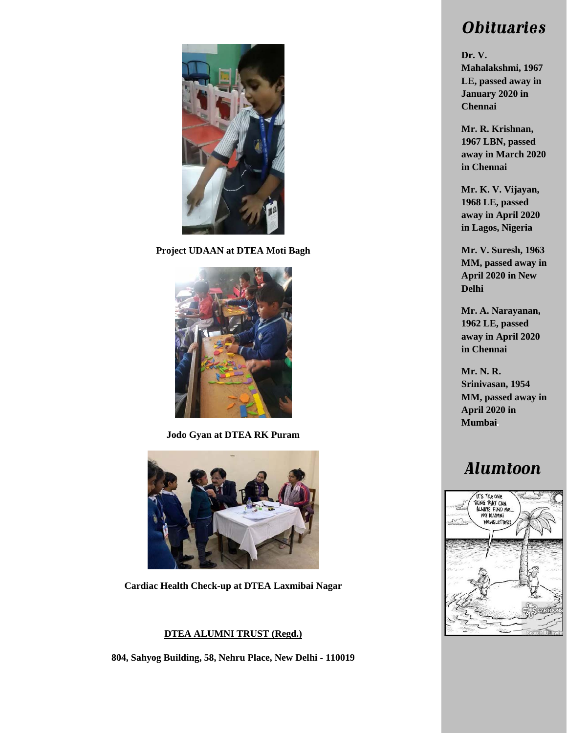Project UDAAN at DTEA Moti Bagh

Jodo Gyan at DTEA RK Puram

Cardiac Health Check-up at DTEA Laxmibai Nagar

**DTEA ALUMNI TRUST (Regd.)**

**804, Sahyog Building, 58, Nehru Place, New Delhi - 110019**

## *Obituaries*

**Dr. V. Mahalakshmi, 1967 LE, passed away in January 2020 in Chennai**

**Mr. R. Krishnan, 1967 LBN, passed away in March 2020 in Chennai**

**Mr. K. V. Vijayan, 1968 LE, passed away in April 2020 in Lagos, Nigeria**

**Mr. V. Suresh, 1963 MM, passed away in April 2020 in New Delhi**

**Mr. A. Narayanan, 1962 LE, passed away in April 2020 in Chennai**

**Mr. N. R. Srinivasan, 1954 MM, passed away in April 2020 in Mumbai.**

## *Alumtoon*